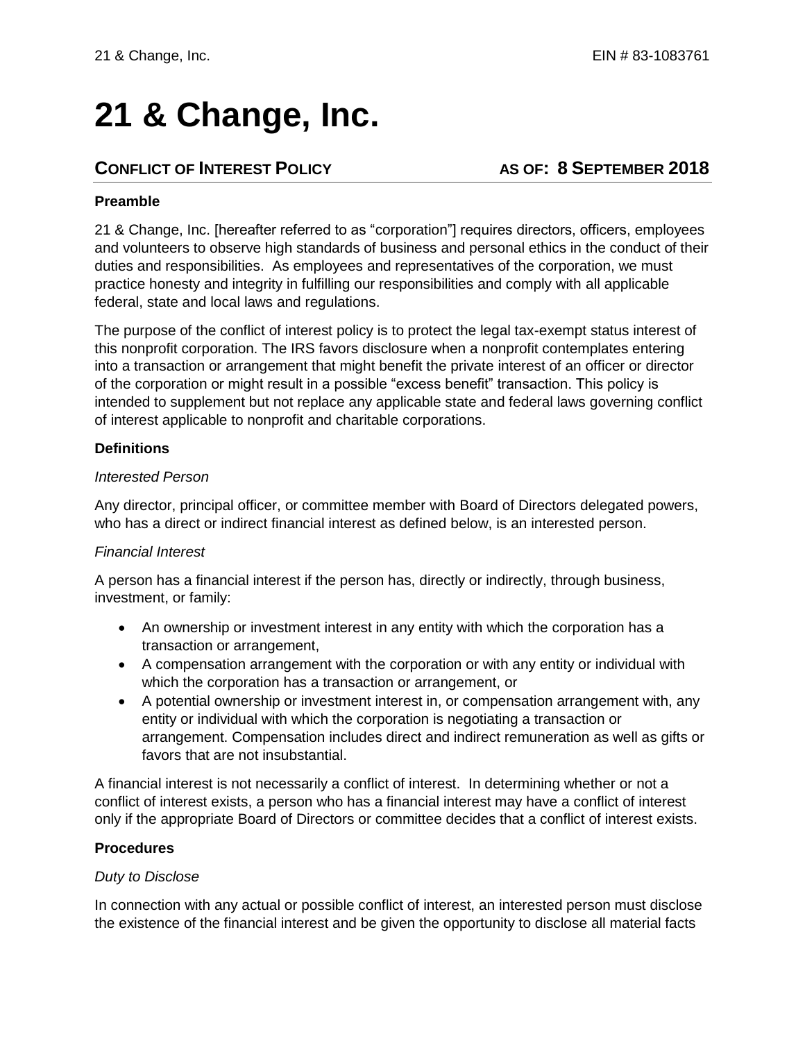# 21 & Change, Inc.

## CONFLICT OF INTEREST POLICY — AS OF: 8 SEPTEMBER 2018

**Preamble**

21 & Change, Inc. [hereafter referred to as "corporation"] requires directors, officers, employees and volunteers to observe high standards of business and personal ethics in the conduct of their duties and responsibilities. As employees and representatives of the corporation, we must practice honesty and integrity in fulfilling our responsibilities and comply with all applicable federal, state and local laws and regulations.

The purpose of the conflict of interest policy is to protect the legal tax-exempt status interest of this nonprofit corporation. The IRS favors disclosure when a nonprofit contemplates entering into a transaction or arrangement that might benefit the private interest of an officer or director of the corporation or might result in a possible "excess benefit" transaction. This policy is intended to supplement but not replace any applicable state and federal laws governing conflict of interest applicable to nonprofit and charitable corporations.

**Definitions**

*Interested Person*

Any director, principal officer, or committee member with Board of Directors delegated powers, who has a direct or indirect financial interest as defined below, is an interested person.

*Financial Interest*

A person has a financial interest if the person has, directly or indirectly, through business, investment, or family:

- An ownership or investment interest in any entity with which the corporation has a transaction or arrangement,
- A compensation arrangement with the corporation or with any entity or individual with which the corporation has a transaction or arrangement, or
- A potential ownership or investment interest in, or compensation arrangement with, any entity or individual with which the corporation is negotiating a transaction or arrangement. Compensation includes direct and indirect remuneration as well as gifts or favors that are not insubstantial.

A financial interest is not necessarily a conflict of interest. In determining whether or not a conflict of interest exists, a person who has a financial interest may have a conflict of interest only if the appropriate Board of Directors or committee decides that a conflict of interest exists.

**Procedures**

*Duty to Disclose*

In connection with any actual or possible conflict of interest, an interested person must disclose the existence of the financial interest and be given the opportunity to disclose all material facts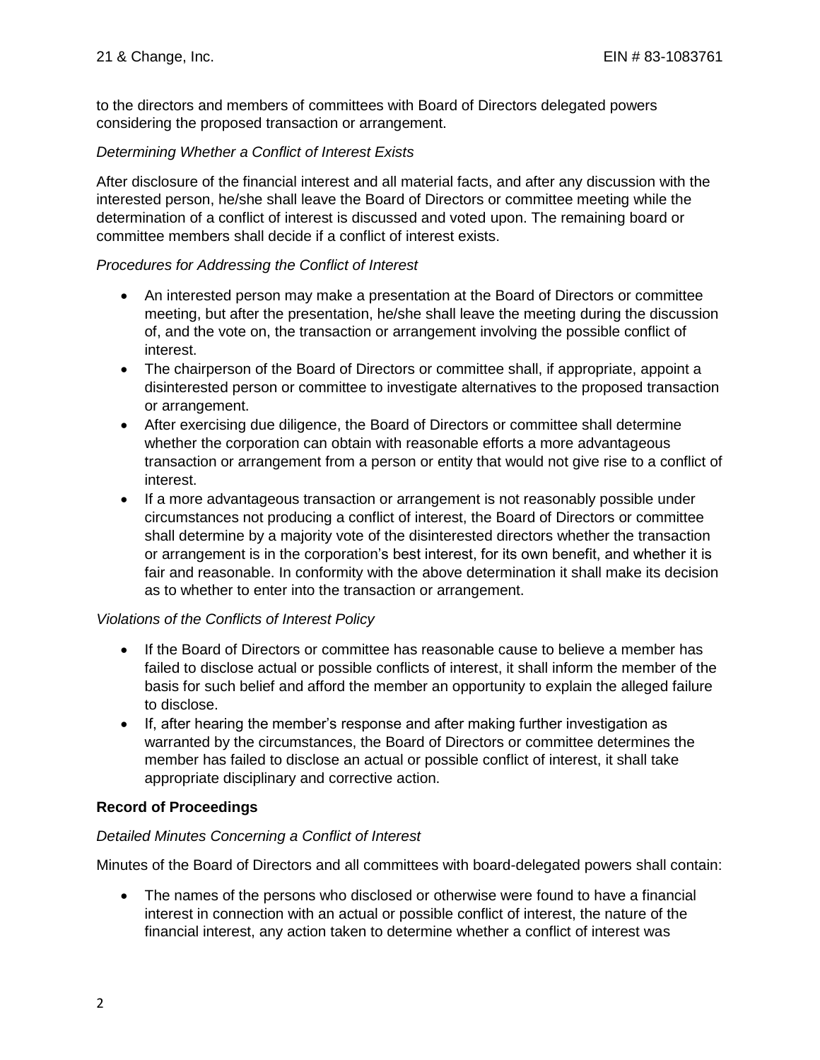to the directors and members of committees with Board of Directors delegated powers considering the proposed transaction or arrangement.

*Determining Whether a Conflict of Interest Exists*

After disclosure of the financial interest and all material facts, and after any discussion with the interested person, he/she shall leave the Board of Directors or committee meeting while the determination of a conflict of interest is discussed and voted upon. The remaining board or committee members shall decide if a conflict of interest exists.

*Procedures for Addressing the Conflict of Interest*

- An interested person may make a presentation at the Board of Directors or committee meeting, but after the presentation, he/she shall leave the meeting during the discussion of, and the vote on, the transaction or arrangement involving the possible conflict of interest.
- The chairperson of the Board of Directors or committee shall, if appropriate, appoint a disinterested person or committee to investigate alternatives to the proposed transaction or arrangement.
- After exercising due diligence, the Board of Directors or committee shall determine whether the corporation can obtain with reasonable efforts a more advantageous transaction or arrangement from a person or entity that would not give rise to a conflict of interest.
- If a more advantageous transaction or arrangement is not reasonably possible under circumstances not producing a conflict of interest, the Board of Directors or committee shall determine by a majority vote of the disinterested directors whether the transaction or arrangement is in the corporation's best interest, for its own benefit, and whether it is fair and reasonable. In conformity with the above determination it shall make its decision as to whether to enter into the transaction or arrangement.

*Violations of the Conflicts of Interest Policy*

- If the Board of Directors or committee has reasonable cause to believe a member has failed to disclose actual or possible conflicts of interest, it shall inform the member of the basis for such belief and afford the member an opportunity to explain the alleged failure to disclose.
- If, after hearing the member's response and after making further investigation as warranted by the circumstances, the Board of Directors or committee determines the member has failed to disclose an actual or possible conflict of interest, it shall take appropriate disciplinary and corrective action.

**Record of Proceedings**

*Detailed Minutes Concerning a Conflict of Interest*

Minutes of the Board of Directors and all committees with board-delegated powers shall contain:

- The names of the persons who disclosed or otherwise were found to have a financial interest in connection with an actual or possible conflict of interest, the nature of the financial interest, any action taken to determine whether a conflict of interest was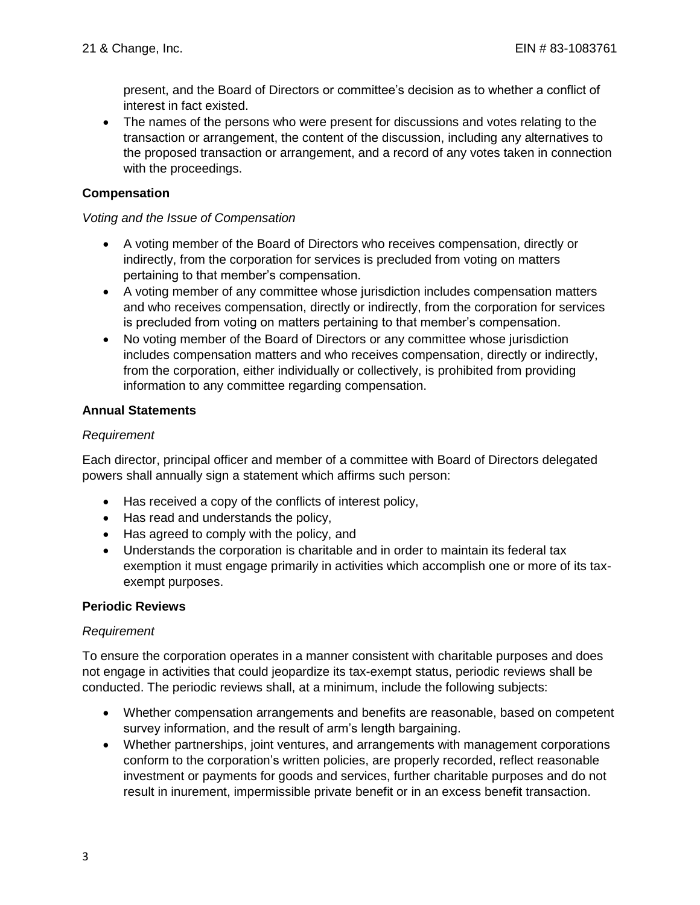present, and the Board of Directors or committee's decision as to whether a conflict of interest in fact existed.

- The names of the persons who were present for discussions and votes relating to the transaction or arrangement, the content of the discussion, including any alternatives to the proposed transaction or arrangement, and a record of any votes taken in connection with the proceedings.

**Compensation**

*Voting and the Issue of Compensation*

- A voting member of the Board of Directors who receives compensation, directly or indirectly, from the corporation for services is precluded from voting on matters pertaining to that member's compensation.
- A voting member of any committee whose jurisdiction includes compensation matters and who receives compensation, directly or indirectly, from the corporation for services is precluded from voting on matters pertaining to that member's compensation.
- No voting member of the Board of Directors or any committee whose jurisdiction includes compensation matters and who receives compensation, directly or indirectly, from the corporation, either individually or collectively, is prohibited from providing information to any committee regarding compensation.

**Annual Statements**

*Requirement*

Each director, principal officer and member of a committee with Board of Directors delegated powers shall annually sign a statement which affirms such person:

- Has received a copy of the conflicts of interest policy,
- Has read and understands the policy,
- Has agreed to comply with the policy, and
- Understands the corporation is charitable and in order to maintain its federal tax exemption it must engage primarily in activities which accomplish one or more of its tax-exempt purposes.

**Periodic Reviews**

*Requirement*

To ensure the corporation operates in a manner consistent with charitable purposes and does not engage in activities that could jeopardize its tax-exempt status, periodic reviews shall be conducted. The periodic reviews shall, at a minimum, include the following subjects:

- Whether compensation arrangements and benefits are reasonable, based on competent survey information, and the result of arm's length bargaining.
- Whether partnerships, joint ventures, and arrangements with management corporations conform to the corporation's written policies, are properly recorded, reflect reasonable investment or payments for goods and services, further charitable purposes and do not result in inurement, impermissible private benefit or in an excess benefit transaction.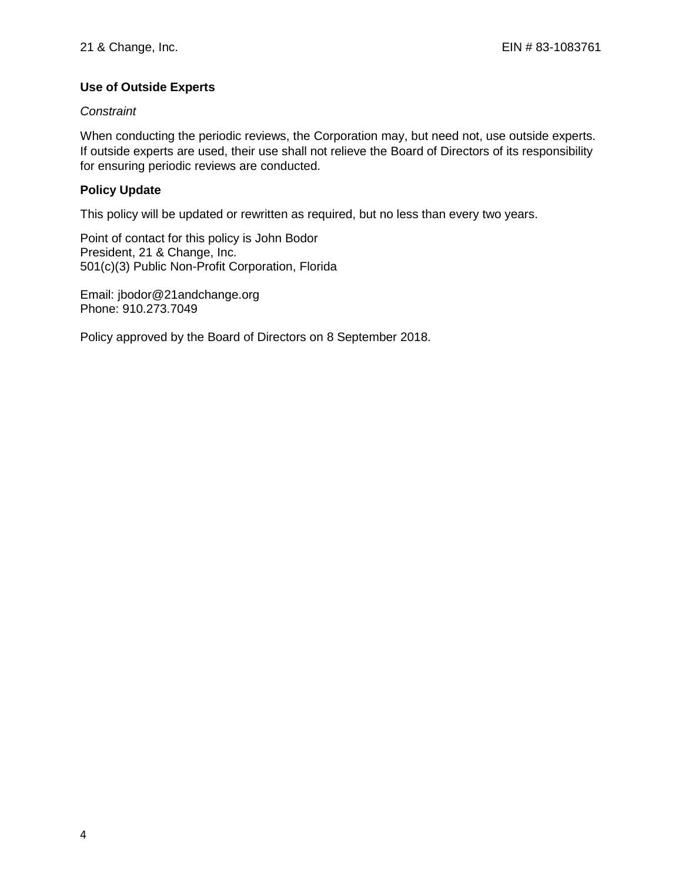## Use of Outside Experts

*Constraint*

When conducting the periodic reviews, the Corporation may, but need not, use outside experts. If outside experts are used, their use shall not relieve the Board of Directors of its responsibility for ensuring periodic reviews are conducted.

## Policy Update

This policy will be updated or rewritten as required, but no less than every two years.

Point of contact for this policy is John Bodor  
President, 21 & Change, Inc.  
501(c)(3) Public Non-Profit Corporation, Florida

Email: jbodor@21andchange.org  
Phone: 910.273.7049

Policy approved by the Board of Directors on 8 September 2018.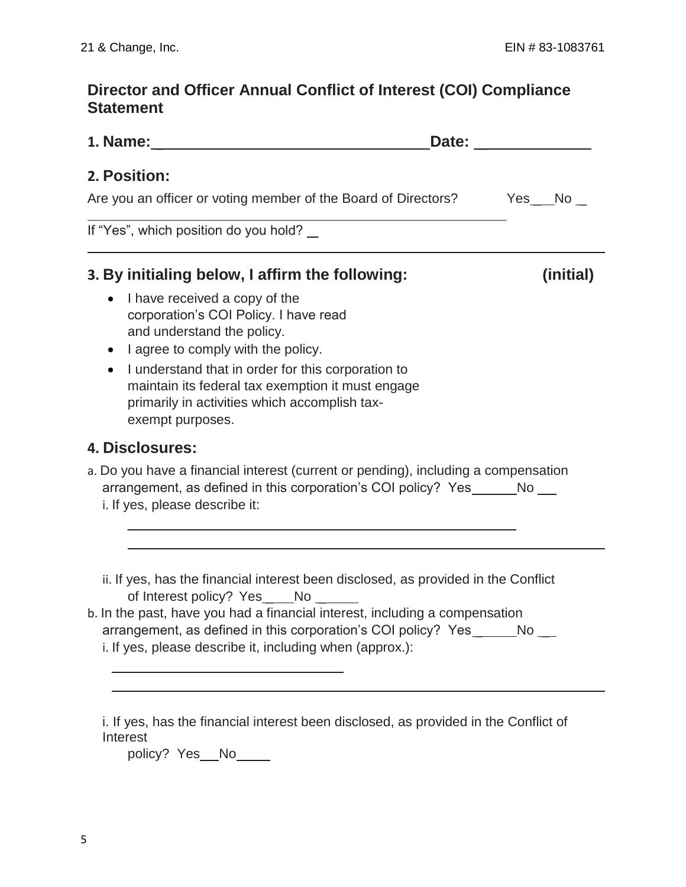## Director and Officer Annual Conflict of Interest (COI) Compliance Statement

**1. Name:**_________________________________ **Date:** ______________

**2. Position:**

Are you an officer or voting member of the Board of Directors? Yes___No _

If "Yes", which position do you hold? _

**3. By initialing below, I affirm the following: (initial)**

- I have received a copy of the corporation's COI Policy. I have read and understand the policy.
- I agree to comply with the policy.
- I understand that in order for this corporation to maintain its federal tax exemption it must engage primarily in activities which accomplish tax-exempt purposes.

**4. Disclosures:**

a. Do you have a financial interest (current or pending), including a compensation arrangement, as defined in this corporation's COI policy? Yes______No ___

i. If yes, please describe it:

________________________________________________

________________________________________________

ii. If yes, has the financial interest been disclosed, as provided in the Conflict of Interest policy? Yes____No ______

b. In the past, have you had a financial interest, including a compensation arrangement, as defined in this corporation's COI policy? Yes______No ___

i. If yes, please describe it, including when (approx.):

________________________________________________

________________________________________________

i. If yes, has the financial interest been disclosed, as provided in the Conflict of Interest policy? Yes__No_____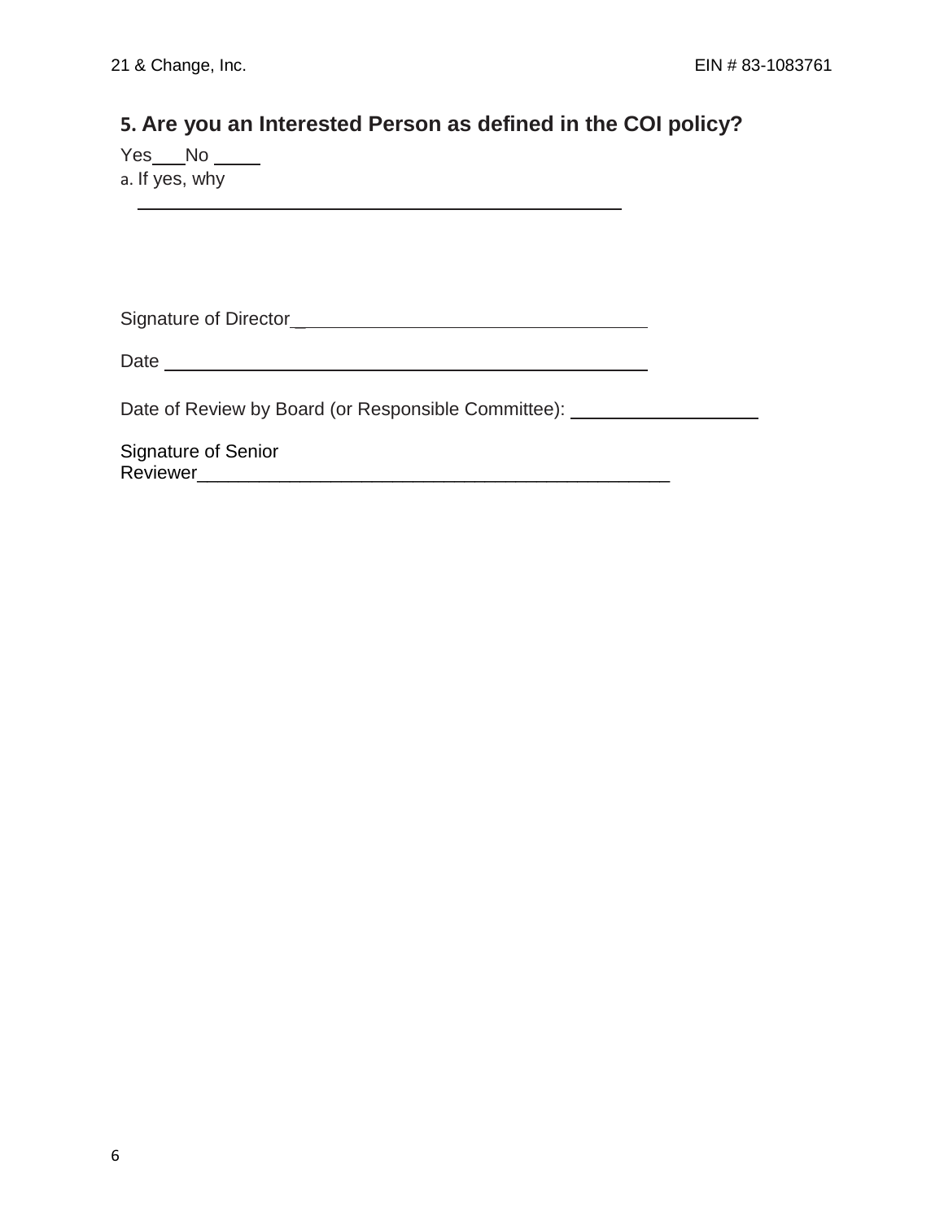## 5. Are you an Interested Person as defined in the COI policy?

Yes___No _____

a. If yes, why

______________________________________________

Signature of Director_________________________________

Date _____________________________________________

Date of Review by Board (or Responsible Committee): __________________

Signature of Senior Reviewer_______________________________________________